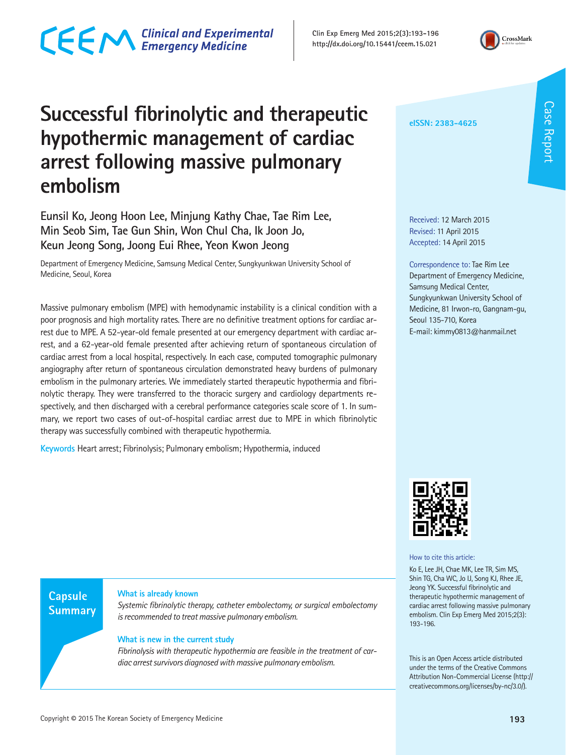# Successful fibrinolytic and therapeutic hypothermic management of cardiac arrest following massive pulmonary embolism

**Eunsil Ko, Jeong Hoon Lee, Minjung Kathy Chae, Tae Rim Lee, Min Seob Sim, Tae Gun Shin, Won Chul Cha, Ik Joon Jo, Keun Jeong Song, Joong Eui Rhee, Yeon Kwon Jeong**

Department of Emergency Medicine, Samsung Medical Center, Sungkyunkwan University School of Medicine, Seoul, Korea

eISSN: 2383-4625

Received: 12 March 2015
Revised: 11 April 2015
Accepted: 14 April 2015

Correspondence to: Tae Rim Lee
Department of Emergency Medicine, Samsung Medical Center, Sungkyunkwan University School of Medicine, 81 Irwon-ro, Gangnam-gu, Seoul 135-710, Korea
E-mail: kimmy0813@hanmail.net

Massive pulmonary embolism (MPE) with hemodynamic instability is a clinical condition with a poor prognosis and high mortality rates. There are no definitive treatment options for cardiac arrest due to MPE. A 52-year-old female presented at our emergency department with cardiac arrest, and a 62-year-old female presented after achieving return of spontaneous circulation of cardiac arrest from a local hospital, respectively. In each case, computed tomographic pulmonary angiography after return of spontaneous circulation demonstrated heavy burdens of pulmonary embolism in the pulmonary arteries. We immediately started therapeutic hypothermia and fibrinolytic therapy. They were transferred to the thoracic surgery and cardiology departments respectively, and then discharged with a cerebral performance categories scale score of 1. In summary, we report two cases of out-of-hospital cardiac arrest due to MPE in which fibrinolytic therapy was successfully combined with therapeutic hypothermia.

**Keywords** Heart arrest; Fibrinolysis; Pulmonary embolism; Hypothermia, induced

## Capsule Summary

**What is already known**

*Systemic fibrinolytic therapy, catheter embolectomy, or surgical embolectomy is recommended to treat massive pulmonary embolism.*

**What is new in the current study**

*Fibrinolysis with therapeutic hypothermia are feasible in the treatment of cardiac arrest survivors diagnosed with massive pulmonary embolism.*

How to cite this article:
Ko E, Lee JH, Chae MK, Lee TR, Sim MS, Shin TG, Cha WC, Jo IJ, Song KJ, Rhee JE, Jeong YK. Successful fibrinolytic and therapeutic hypothermic management of cardiac arrest following massive pulmonary embolism. Clin Exp Emerg Med 2015;2(3): 193-196.

This is an Open Access article distributed under the terms of the Creative Commons Attribution Non-Commercial License (http://creativecommons.org/licenses/by-nc/3.0/).

Copyright © 2015 The Korean Society of Emergency Medicine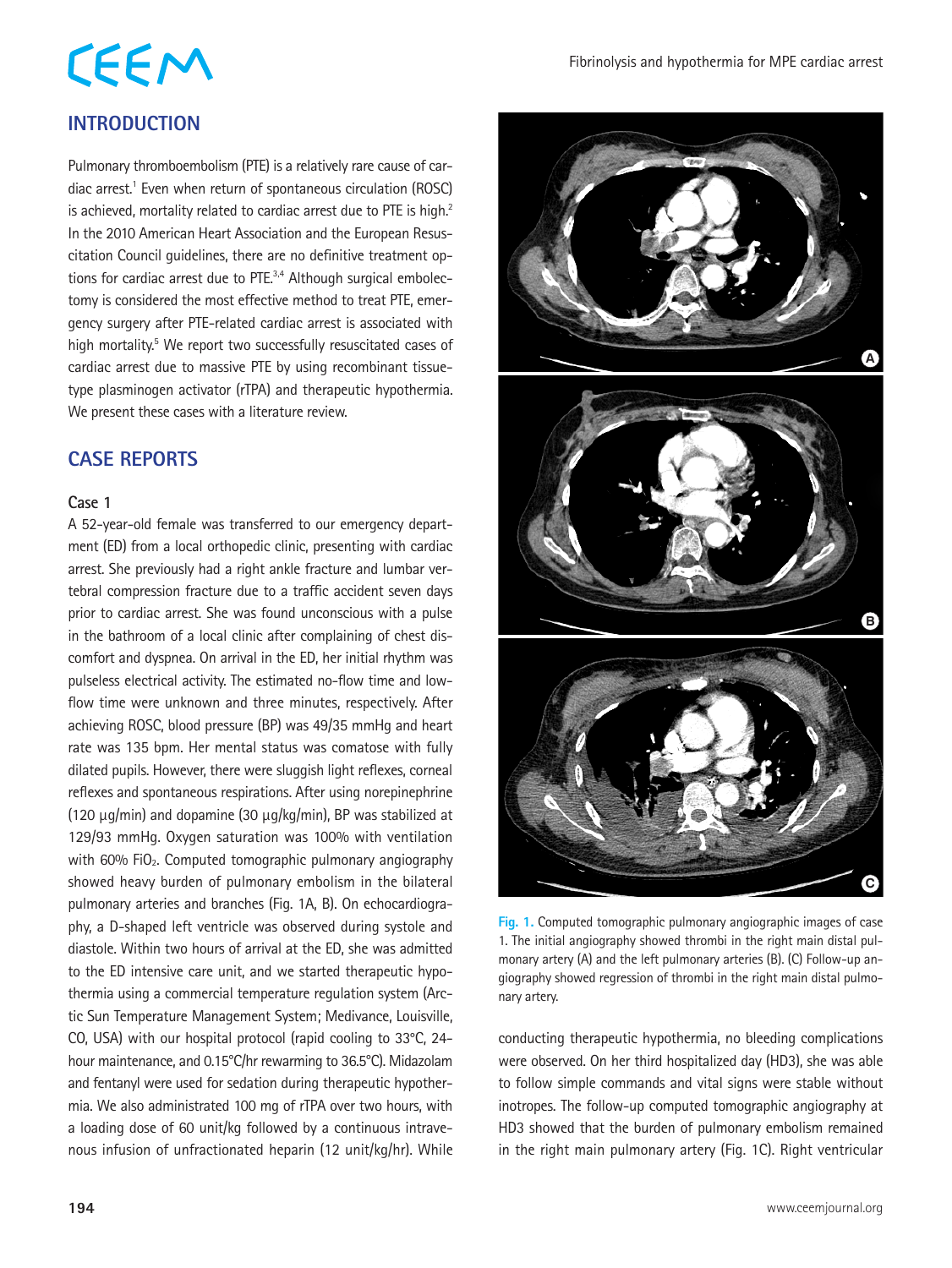## INTRODUCTION

Pulmonary thromboembolism (PTE) is a relatively rare cause of cardiac arrest.[1] Even when return of spontaneous circulation (ROSC) is achieved, mortality related to cardiac arrest due to PTE is high.[2] In the 2010 American Heart Association and the European Resuscitation Council guidelines, there are no definitive treatment options for cardiac arrest due to PTE.[3,4] Although surgical embolectomy is considered the most effective method to treat PTE, emergency surgery after PTE-related cardiac arrest is associated with high mortality.[5] We report two successfully resuscitated cases of cardiac arrest due to massive PTE by using recombinant tissue-type plasminogen activator (rTPA) and therapeutic hypothermia. We present these cases with a literature review.

## CASE REPORTS

### Case 1

A 52-year-old female was transferred to our emergency department (ED) from a local orthopedic clinic, presenting with cardiac arrest. She previously had a right ankle fracture and lumbar vertebral compression fracture due to a traffic accident seven days prior to cardiac arrest. She was found unconscious with a pulse in the bathroom of a local clinic after complaining of chest discomfort and dyspnea. On arrival in the ED, her initial rhythm was pulseless electrical activity. The estimated no-flow time and low-flow time were unknown and three minutes, respectively. After achieving ROSC, blood pressure (BP) was 49/35 mmHg and heart rate was 135 bpm. Her mental status was comatose with fully dilated pupils. However, there were sluggish light reflexes, corneal reflexes and spontaneous respirations. After using norepinephrine (120 µg/min) and dopamine (30 µg/kg/min), BP was stabilized at 129/93 mmHg. Oxygen saturation was 100% with ventilation with 60% $FiO_2$. Computed tomographic pulmonary angiography showed heavy burden of pulmonary embolism in the bilateral pulmonary arteries and branches (Fig. 1A, B). On echocardiography, a D-shaped left ventricle was observed during systole and diastole. Within two hours of arrival at the ED, she was admitted to the ED intensive care unit, and we started therapeutic hypothermia using a commercial temperature regulation system (Arctic Sun Temperature Management System; Medivance, Louisville, CO, USA) with our hospital protocol (rapid cooling to 33°C, 24-hour maintenance, and 0.15°C/hr rewarming to 36.5°C). Midazolam and fentanyl were used for sedation during therapeutic hypothermia. We also administrated 100 mg of rTPA over two hours, with a loading dose of 60 unit/kg followed by a continuous intravenous infusion of unfractionated heparin (12 unit/kg/hr). While conducting therapeutic hypothermia, no bleeding complications were observed. On her third hospitalized day (HD3), she was able to follow simple commands and vital signs were stable without inotropes. The follow-up computed tomographic angiography at HD3 showed that the burden of pulmonary embolism remained in the right main pulmonary artery (Fig. 1C). Right ventricular

Fig. 1. Computed tomographic pulmonary angiographic images of case 1. The initial angiography showed thrombi in the right main distal pulmonary artery (A) and the left pulmonary arteries (B). (C) Follow-up angiography showed regression of thrombi in the right main distal pulmonary artery.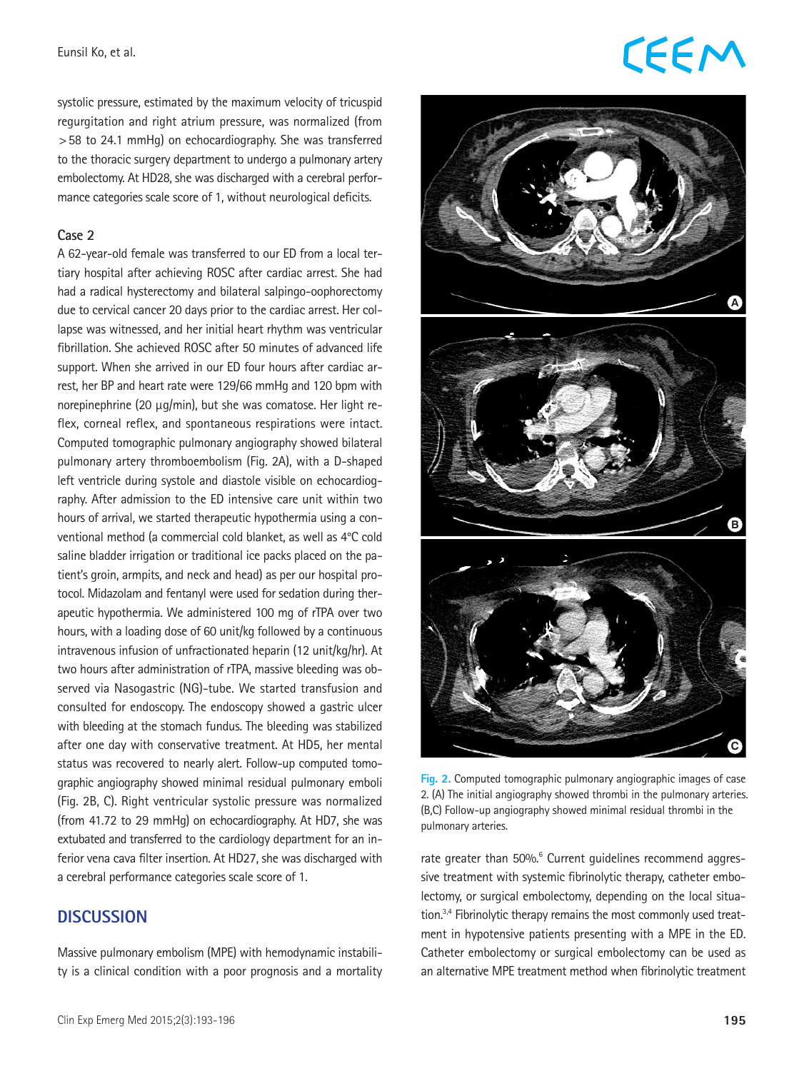systolic pressure, estimated by the maximum velocity of tricuspid regurgitation and right atrium pressure, was normalized (from >58 to 24.1 mmHg) on echocardiography. She was transferred to the thoracic surgery department to undergo a pulmonary artery embolectomy. At HD28, she was discharged with a cerebral performance categories scale score of 1, without neurological deficits.

### Case 2

A 62-year-old female was transferred to our ED from a local tertiary hospital after achieving ROSC after cardiac arrest. She had had a radical hysterectomy and bilateral salpingo-oophorectomy due to cervical cancer 20 days prior to the cardiac arrest. Her collapse was witnessed, and her initial heart rhythm was ventricular fibrillation. She achieved ROSC after 50 minutes of advanced life support. When she arrived in our ED four hours after cardiac arrest, her BP and heart rate were 129/66 mmHg and 120 bpm with norepinephrine (20 µg/min), but she was comatose. Her light reflex, corneal reflex, and spontaneous respirations were intact. Computed tomographic pulmonary angiography showed bilateral pulmonary artery thromboembolism (Fig. 2A), with a D-shaped left ventricle during systole and diastole visible on echocardiography. After admission to the ED intensive care unit within two hours of arrival, we started therapeutic hypothermia using a conventional method (a commercial cold blanket, as well as 4°C cold saline bladder irrigation or traditional ice packs placed on the patient's groin, armpits, and neck and head) as per our hospital protocol. Midazolam and fentanyl were used for sedation during therapeutic hypothermia. We administered 100 mg of rTPA over two hours, with a loading dose of 60 unit/kg followed by a continuous intravenous infusion of unfractionated heparin (12 unit/kg/hr). At two hours after administration of rTPA, massive bleeding was observed via Nasogastric (NG)-tube. We started transfusion and consulted for endoscopy. The endoscopy showed a gastric ulcer with bleeding at the stomach fundus. The bleeding was stabilized after one day with conservative treatment. At HD5, her mental status was recovered to nearly alert. Follow-up computed tomographic angiography showed minimal residual pulmonary emboli (Fig. 2B, C). Right ventricular systolic pressure was normalized (from 41.72 to 29 mmHg) on echocardiography. At HD7, she was extubated and transferred to the cardiology department for an inferior vena cava filter insertion. At HD27, she was discharged with a cerebral performance categories scale score of 1.

**Fig. 2.** Computed tomographic pulmonary angiographic images of case 2. (A) The initial angiography showed thrombi in the pulmonary arteries. (B,C) Follow-up angiography showed minimal residual thrombi in the pulmonary arteries.

## DISCUSSION

Massive pulmonary embolism (MPE) with hemodynamic instability is a clinical condition with a poor prognosis and a mortality rate greater than 50%.[6] Current guidelines recommend aggressive treatment with systemic fibrinolytic therapy, catheter embolectomy, or surgical embolectomy, depending on the local situation.[3,4] Fibrinolytic therapy remains the most commonly used treatment in hypotensive patients presenting with a MPE in the ED. Catheter embolectomy or surgical embolectomy can be used as an alternative MPE treatment method when fibrinolytic treatment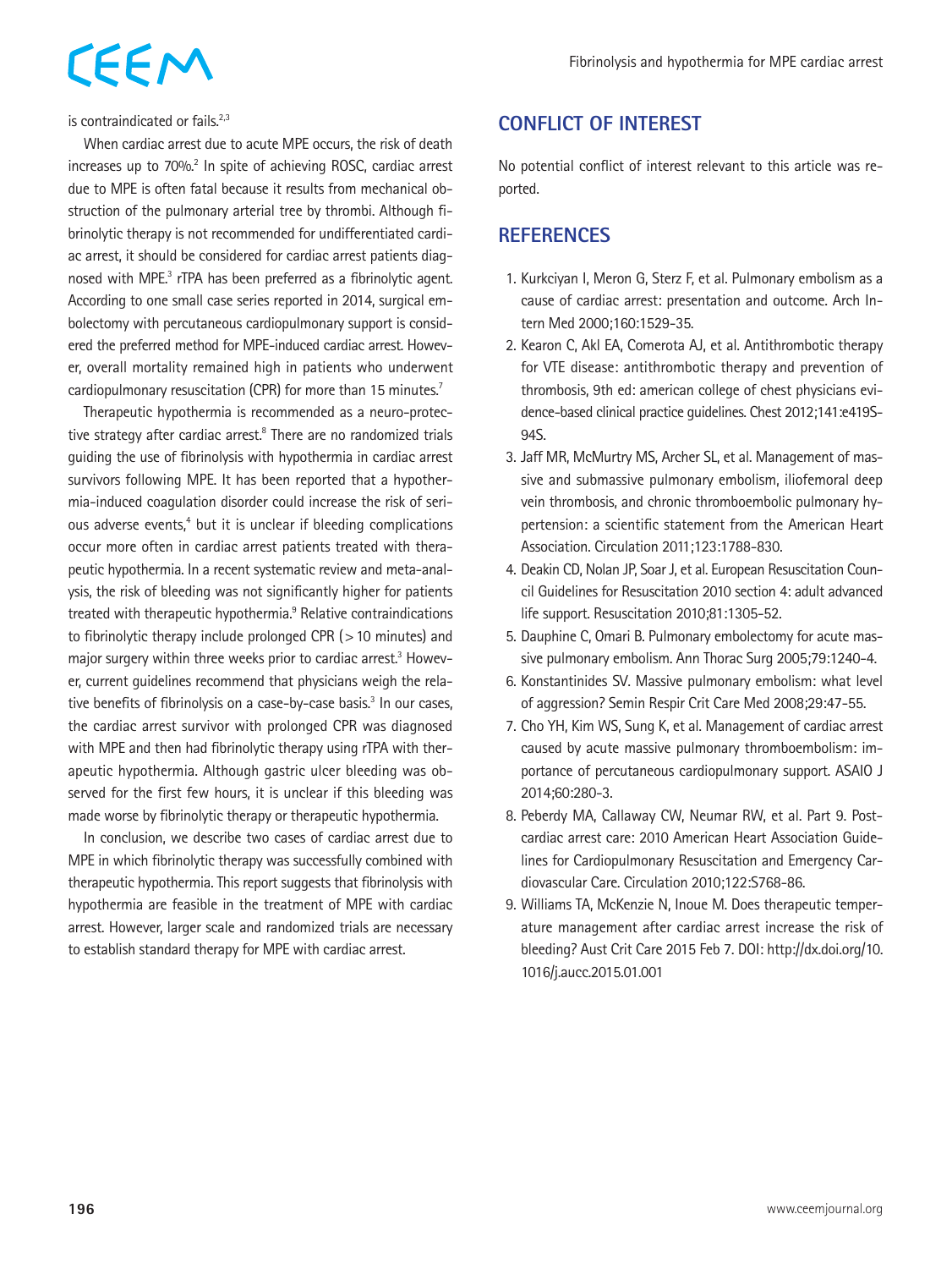is contraindicated or fails.[2,3]

When cardiac arrest due to acute MPE occurs, the risk of death increases up to 70%.[2] In spite of achieving ROSC, cardiac arrest due to MPE is often fatal because it results from mechanical obstruction of the pulmonary arterial tree by thrombi. Although fibrinolytic therapy is not recommended for undifferentiated cardiac arrest, it should be considered for cardiac arrest patients diagnosed with MPE.[3] rTPA has been preferred as a fibrinolytic agent. According to one small case series reported in 2014, surgical embolectomy with percutaneous cardiopulmonary support is considered the preferred method for MPE-induced cardiac arrest. However, overall mortality remained high in patients who underwent cardiopulmonary resuscitation (CPR) for more than 15 minutes.[7]

Therapeutic hypothermia is recommended as a neuro-protective strategy after cardiac arrest.[8] There are no randomized trials guiding the use of fibrinolysis with hypothermia in cardiac arrest survivors following MPE. It has been reported that a hypothermia-induced coagulation disorder could increase the risk of serious adverse events,[4] but it is unclear if bleeding complications occur more often in cardiac arrest patients treated with therapeutic hypothermia. In a recent systematic review and meta-analysis, the risk of bleeding was not significantly higher for patients treated with therapeutic hypothermia.[9] Relative contraindications to fibrinolytic therapy include prolonged CPR (> 10 minutes) and major surgery within three weeks prior to cardiac arrest.[3] However, current guidelines recommend that physicians weigh the relative benefits of fibrinolysis on a case-by-case basis.[3] In our cases, the cardiac arrest survivor with prolonged CPR was diagnosed with MPE and then had fibrinolytic therapy using rTPA with therapeutic hypothermia. Although gastric ulcer bleeding was observed for the first few hours, it is unclear if this bleeding was made worse by fibrinolytic therapy or therapeutic hypothermia.

In conclusion, we describe two cases of cardiac arrest due to MPE in which fibrinolytic therapy was successfully combined with therapeutic hypothermia. This report suggests that fibrinolysis with hypothermia are feasible in the treatment of MPE with cardiac arrest. However, larger scale and randomized trials are necessary to establish standard therapy for MPE with cardiac arrest.

## CONFLICT OF INTEREST

No potential conflict of interest relevant to this article was reported.

## REFERENCES

1. Kurkciyan I, Meron G, Sterz F, et al. Pulmonary embolism as a cause of cardiac arrest: presentation and outcome. Arch Intern Med 2000;160:1529-35.
2. Kearon C, Akl EA, Comerota AJ, et al. Antithrombotic therapy for VTE disease: antithrombotic therapy and prevention of thrombosis, 9th ed: american college of chest physicians evidence-based clinical practice guidelines. Chest 2012;141:e419S-94S.
3. Jaff MR, McMurtry MS, Archer SL, et al. Management of massive and submassive pulmonary embolism, iliofemoral deep vein thrombosis, and chronic thromboembolic pulmonary hypertension: a scientific statement from the American Heart Association. Circulation 2011;123:1788-830.
4. Deakin CD, Nolan JP, Soar J, et al. European Resuscitation Council Guidelines for Resuscitation 2010 section 4: adult advanced life support. Resuscitation 2010;81:1305-52.
5. Dauphine C, Omari B. Pulmonary embolectomy for acute massive pulmonary embolism. Ann Thorac Surg 2005;79:1240-4.
6. Konstantinides SV. Massive pulmonary embolism: what level of aggression? Semin Respir Crit Care Med 2008;29:47-55.
7. Cho YH, Kim WS, Sung K, et al. Management of cardiac arrest caused by acute massive pulmonary thromboembolism: importance of percutaneous cardiopulmonary support. ASAIO J 2014;60:280-3.
8. Peberdy MA, Callaway CW, Neumar RW, et al. Part 9. Post-cardiac arrest care: 2010 American Heart Association Guidelines for Cardiopulmonary Resuscitation and Emergency Cardiovascular Care. Circulation 2010;122:S768-86.
9. Williams TA, McKenzie N, Inoue M. Does therapeutic temperature management after cardiac arrest increase the risk of bleeding? Aust Crit Care 2015 Feb 7. DOI: http://dx.doi.org/10.1016/j.aucc.2015.01.001